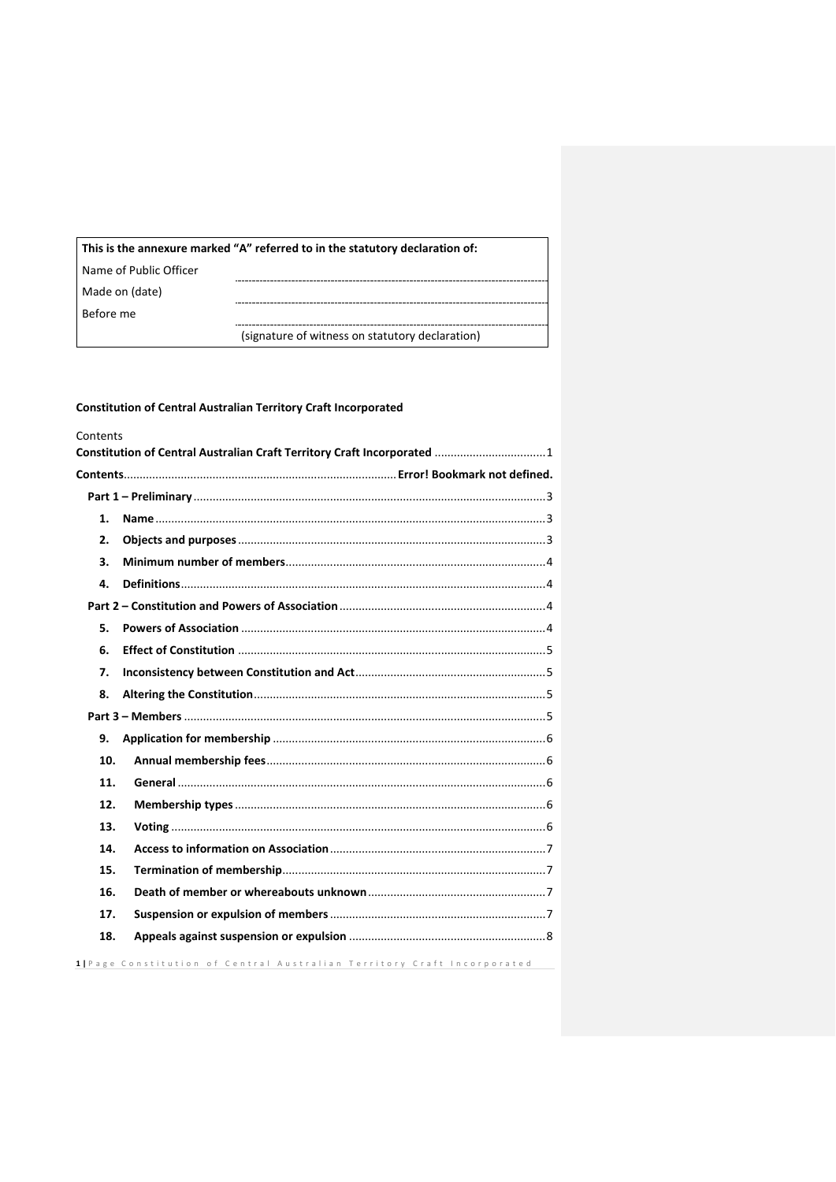| This is the annexure marked "A" referred to in the statutory declaration of: | |
|---|---|
| Name of Public Officer | |
| Made on (date) | |
| Before me | |
| | (signature of witness on statutory declaration) |

**Constitution of Central Australian Territory Craft Incorporated**

Contents

**Constitution of Central Australian Craft Territory Craft Incorporated** .................................. 1

**Contents**..................................................................................... **Error! Bookmark not defined.**

**Part 1 – Preliminary** ........................................................................................................... 3

1. **Name** ........................................................................................................................ 3
2. **Objects and purposes** ............................................................................................... 3
3. **Minimum number of members**.................................................................................. 4
4. **Definitions**................................................................................................................ 4

**Part 2 – Constitution and Powers of Association** ................................................................ 4

5. **Powers of Association** .............................................................................................. 4
6. **Effect of Constitution** ............................................................................................... 5
7. **Inconsistency between Constitution and Act**........................................................... 5
8. **Altering the Constitution**.......................................................................................... 5

**Part 3 – Members** ................................................................................................................ 5

9. **Application for membership** .................................................................................... 6
10. **Annual membership fees**....................................................................................... 6
11. **General** .................................................................................................................. 6
12. **Membership types** ................................................................................................. 6
13. **Voting** .................................................................................................................... 6
14. **Access to information on Association** ................................................................... 7
15. **Termination of membership**.................................................................................. 7
16. **Death of member or whereabouts unknown** ....................................................... 7
17. **Suspension or expulsion of members** ................................................................... 7
18. **Appeals against suspension or expulsion** ............................................................. 8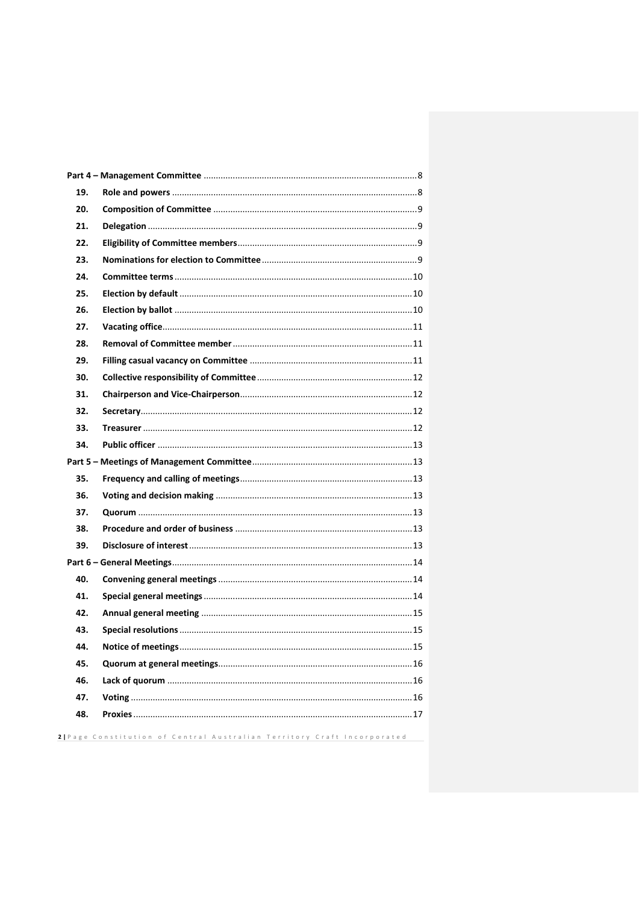| | | |
|---|---|---|
| **Part 4 – Management Committee** | | 8 |
| **19.** | **Role and powers** | 8 |
| **20.** | **Composition of Committee** | 9 |
| **21.** | **Delegation** | 9 |
| **22.** | **Eligibility of Committee members** | 9 |
| **23.** | **Nominations for election to Committee** | 9 |
| **24.** | **Committee terms** | 10 |
| **25.** | **Election by default** | 10 |
| **26.** | **Election by ballot** | 10 |
| **27.** | **Vacating office** | 11 |
| **28.** | **Removal of Committee member** | 11 |
| **29.** | **Filling casual vacancy on Committee** | 11 |
| **30.** | **Collective responsibility of Committee** | 12 |
| **31.** | **Chairperson and Vice-Chairperson** | 12 |
| **32.** | **Secretary** | 12 |
| **33.** | **Treasurer** | 12 |
| **34.** | **Public officer** | 13 |
| **Part 5 – Meetings of Management Committee** | | 13 |
| **35.** | **Frequency and calling of meetings** | 13 |
| **36.** | **Voting and decision making** | 13 |
| **37.** | **Quorum** | 13 |
| **38.** | **Procedure and order of business** | 13 |
| **39.** | **Disclosure of interest** | 13 |
| **Part 6 – General Meetings** | | 14 |
| **40.** | **Convening general meetings** | 14 |
| **41.** | **Special general meetings** | 14 |
| **42.** | **Annual general meeting** | 15 |
| **43.** | **Special resolutions** | 15 |
| **44.** | **Notice of meetings** | 15 |
| **45.** | **Quorum at general meetings** | 16 |
| **46.** | **Lack of quorum** | 16 |
| **47.** | **Voting** | 16 |
| **48.** | **Proxies** | 17 |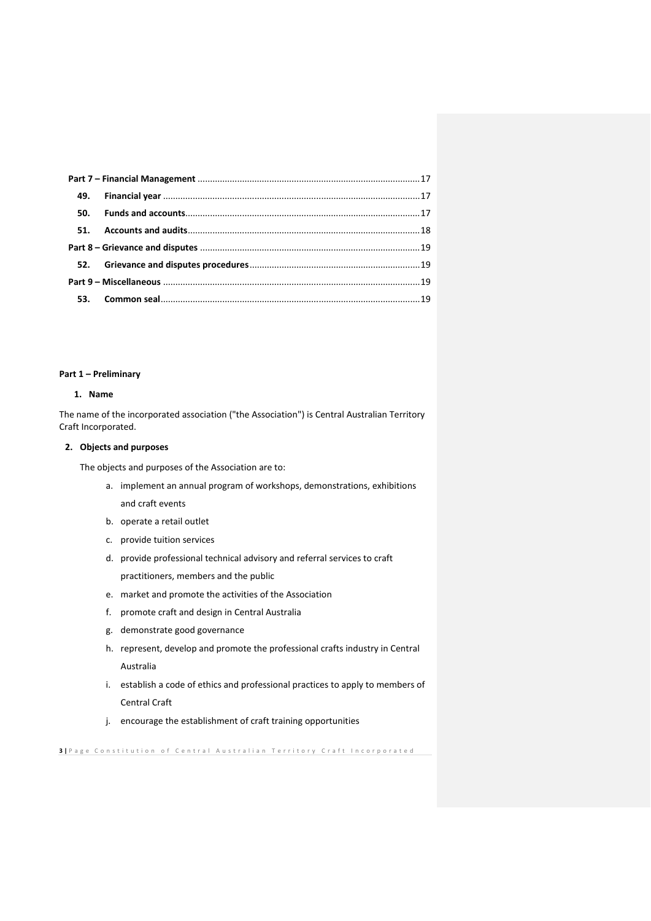| | | |
|---|---|---|
| **Part 7 – Financial Management** | | 17 |
| **49.** | **Financial year** | 17 |
| **50.** | **Funds and accounts** | 17 |
| **51.** | **Accounts and audits** | 18 |
| **Part 8 – Grievance and disputes** | | 19 |
| **52.** | **Grievance and disputes procedures** | 19 |
| **Part 9 – Miscellaneous** | | 19 |
| **53.** | **Common seal** | 19 |

## Part 1 – Preliminary

### 1. Name

The name of the incorporated association ("the Association") is Central Australian Territory Craft Incorporated.

### 2. Objects and purposes

The objects and purposes of the Association are to:

a. implement an annual program of workshops, demonstrations, exhibitions and craft events
b. operate a retail outlet
c. provide tuition services
d. provide professional technical advisory and referral services to craft practitioners, members and the public
e. market and promote the activities of the Association
f. promote craft and design in Central Australia
g. demonstrate good governance
h. represent, develop and promote the professional crafts industry in Central Australia
i. establish a code of ethics and professional practices to apply to members of Central Craft
j. encourage the establishment of craft training opportunities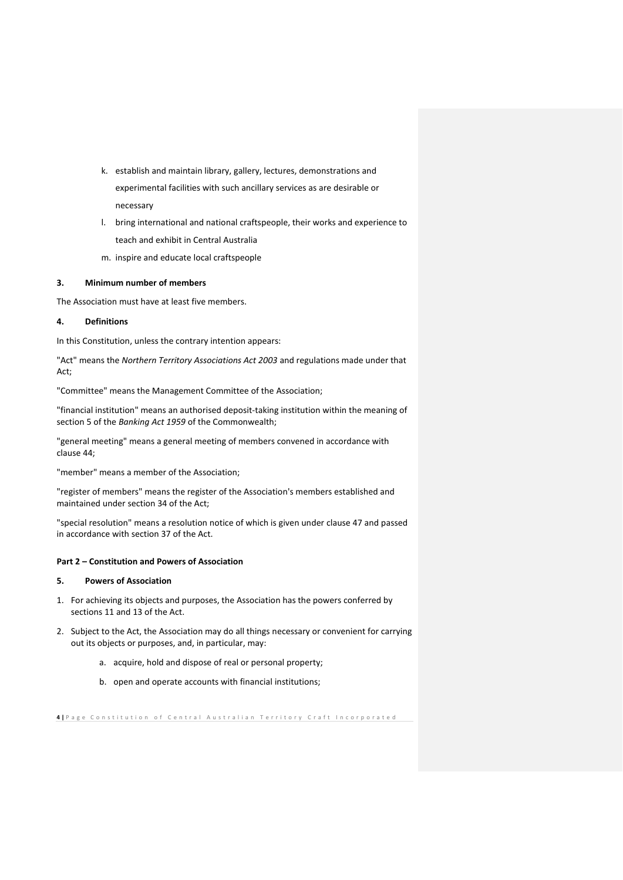k. establish and maintain library, gallery, lectures, demonstrations and experimental facilities with such ancillary services as are desirable or necessary
l. bring international and national craftspeople, their works and experience to teach and exhibit in Central Australia
m. inspire and educate local craftspeople

### 3. Minimum number of members

The Association must have at least five members.

### 4. Definitions

In this Constitution, unless the contrary intention appears:

"Act" means the *Northern Territory Associations Act 2003* and regulations made under that Act;

"Committee" means the Management Committee of the Association;

"financial institution" means an authorised deposit-taking institution within the meaning of section 5 of the *Banking Act 1959* of the Commonwealth;

"general meeting" means a general meeting of members convened in accordance with clause 44;

"member" means a member of the Association;

"register of members" means the register of the Association's members established and maintained under section 34 of the Act;

"special resolution" means a resolution notice of which is given under clause 47 and passed in accordance with section 37 of the Act.

## Part 2 – Constitution and Powers of Association

### 5. Powers of Association

1. For achieving its objects and purposes, the Association has the powers conferred by sections 11 and 13 of the Act.
2. Subject to the Act, the Association may do all things necessary or convenient for carrying out its objects or purposes, and, in particular, may:
    a. acquire, hold and dispose of real or personal property;
    b. open and operate accounts with financial institutions;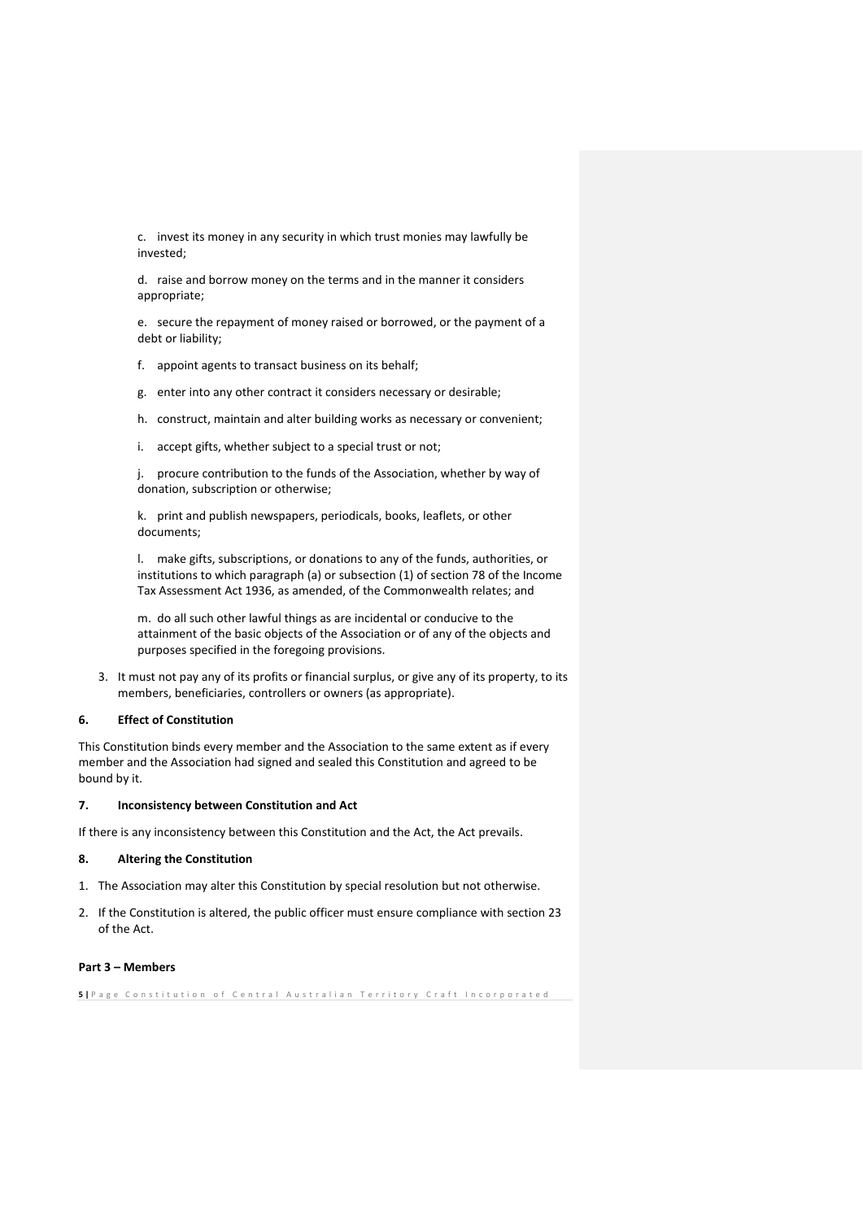c. invest its money in any security in which trust monies may lawfully be invested;

d. raise and borrow money on the terms and in the manner it considers appropriate;

e. secure the repayment of money raised or borrowed, or the payment of a debt or liability;

f. appoint agents to transact business on its behalf;

g. enter into any other contract it considers necessary or desirable;

h. construct, maintain and alter building works as necessary or convenient;

i. accept gifts, whether subject to a special trust or not;

j. procure contribution to the funds of the Association, whether by way of donation, subscription or otherwise;

k. print and publish newspapers, periodicals, books, leaflets, or other documents;

l. make gifts, subscriptions, or donations to any of the funds, authorities, or institutions to which paragraph (a) or subsection (1) of section 78 of the Income Tax Assessment Act 1936, as amended, of the Commonwealth relates; and

m. do all such other lawful things as are incidental or conducive to the attainment of the basic objects of the Association or of any of the objects and purposes specified in the foregoing provisions.

3. It must not pay any of its profits or financial surplus, or give any of its property, to its members, beneficiaries, controllers or owners (as appropriate).

### 6. Effect of Constitution

This Constitution binds every member and the Association to the same extent as if every member and the Association had signed and sealed this Constitution and agreed to be bound by it.

### 7. Inconsistency between Constitution and Act

If there is any inconsistency between this Constitution and the Act, the Act prevails.

### 8. Altering the Constitution

1. The Association may alter this Constitution by special resolution but not otherwise.
2. If the Constitution is altered, the public officer must ensure compliance with section 23 of the Act.

## Part 3 – Members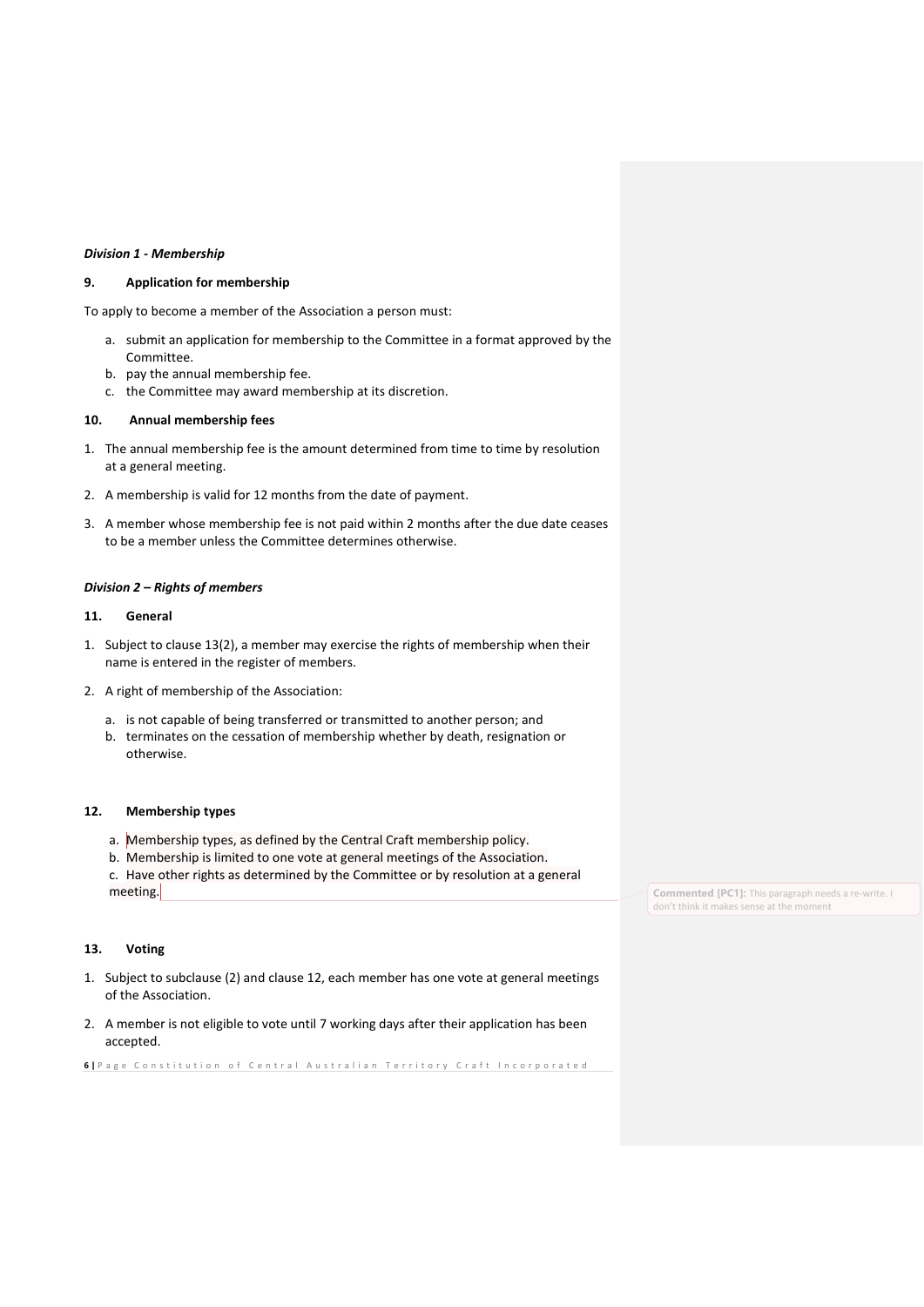***Division 1 - Membership***

**9. Application for membership**

To apply to become a member of the Association a person must:

a. submit an application for membership to the Committee in a format approved by the Committee.
b. pay the annual membership fee.
c. the Committee may award membership at its discretion.

**10. Annual membership fees**

1. The annual membership fee is the amount determined from time to time by resolution at a general meeting.

2. A membership is valid for 12 months from the date of payment.

3. A member whose membership fee is not paid within 2 months after the due date ceases to be a member unless the Committee determines otherwise.

***Division 2 – Rights of members***

**11. General**

1. Subject to clause 13(2), a member may exercise the rights of membership when their name is entered in the register of members.

2. A right of membership of the Association:

   a. is not capable of being transferred or transmitted to another person; and
   b. terminates on the cessation of membership whether by death, resignation or otherwise.

**12. Membership types**

a. Membership types, as defined by the Central Craft membership policy.
b. Membership is limited to one vote at general meetings of the Association.
c. Have other rights as determined by the Committee or by resolution at a general meeting.

**Commented [PC1]:** This paragraph needs a re-write. I don't think it makes sense at the moment

**13. Voting**

1. Subject to subclause (2) and clause 12, each member has one vote at general meetings of the Association.

2. A member is not eligible to vote until 7 working days after their application has been accepted.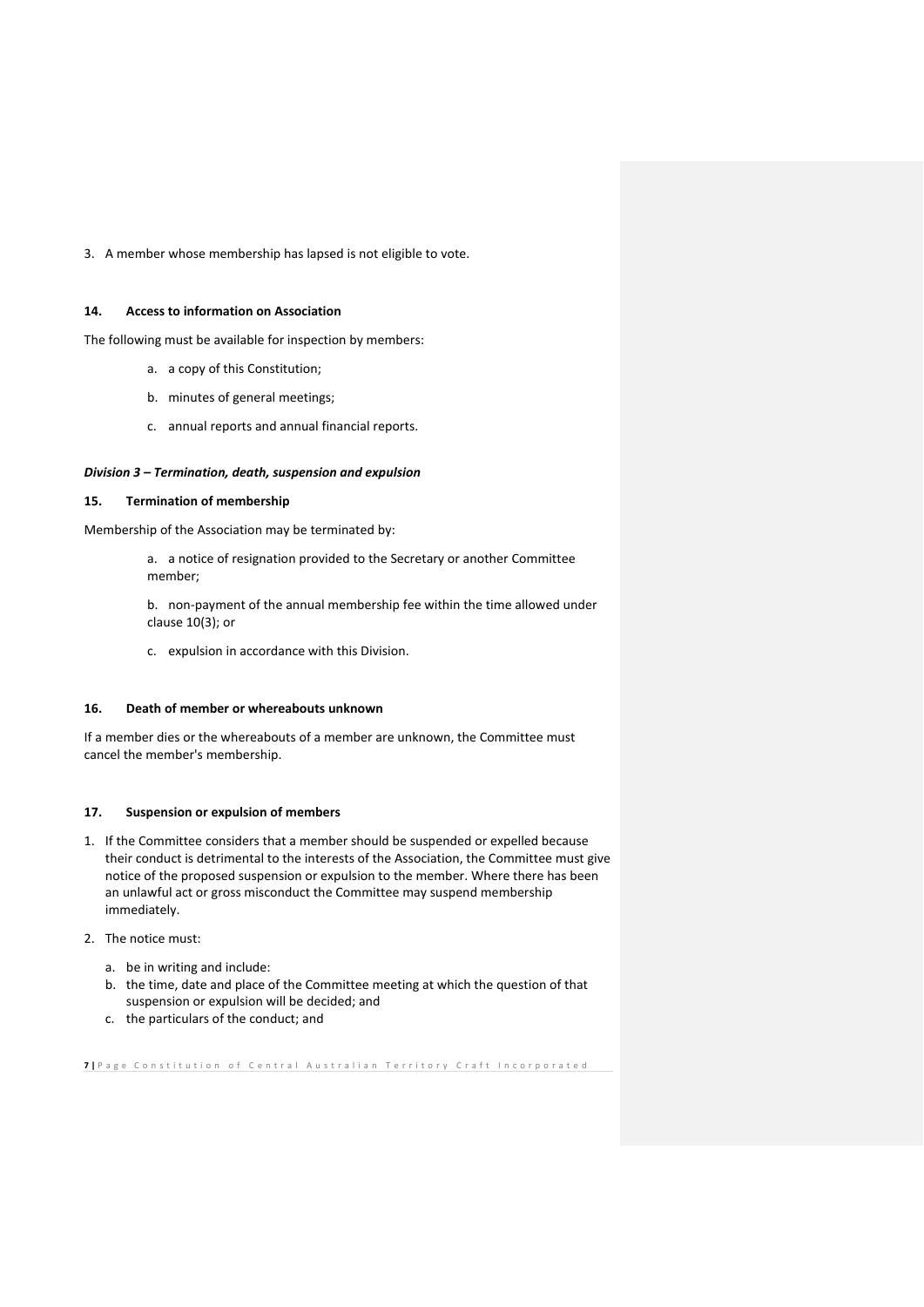3. A member whose membership has lapsed is not eligible to vote.

### 14. Access to information on Association

The following must be available for inspection by members:

a. a copy of this Constitution;

b. minutes of general meetings;

c. annual reports and annual financial reports.

***Division 3 – Termination, death, suspension and expulsion***

### 15. Termination of membership

Membership of the Association may be terminated by:

a. a notice of resignation provided to the Secretary or another Committee member;

b. non-payment of the annual membership fee within the time allowed under clause 10(3); or

c. expulsion in accordance with this Division.

### 16. Death of member or whereabouts unknown

If a member dies or the whereabouts of a member are unknown, the Committee must cancel the member's membership.

### 17. Suspension or expulsion of members

1. If the Committee considers that a member should be suspended or expelled because their conduct is detrimental to the interests of the Association, the Committee must give notice of the proposed suspension or expulsion to the member. Where there has been an unlawful act or gross misconduct the Committee may suspend membership immediately.
2. The notice must:
   a. be in writing and include:
   b. the time, date and place of the Committee meeting at which the question of that suspension or expulsion will be decided; and
   c. the particulars of the conduct; and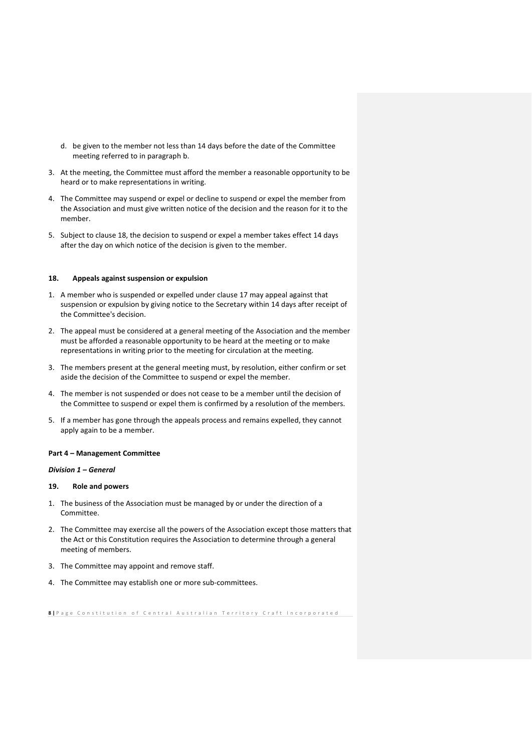d. be given to the member not less than 14 days before the date of the Committee meeting referred to in paragraph b.

3. At the meeting, the Committee must afford the member a reasonable opportunity to be heard or to make representations in writing.
4. The Committee may suspend or expel or decline to suspend or expel the member from the Association and must give written notice of the decision and the reason for it to the member.
5. Subject to clause 18, the decision to suspend or expel a member takes effect 14 days after the day on which notice of the decision is given to the member.

### 18. Appeals against suspension or expulsion

1. A member who is suspended or expelled under clause 17 may appeal against that suspension or expulsion by giving notice to the Secretary within 14 days after receipt of the Committee's decision.
2. The appeal must be considered at a general meeting of the Association and the member must be afforded a reasonable opportunity to be heard at the meeting or to make representations in writing prior to the meeting for circulation at the meeting.
3. The members present at the general meeting must, by resolution, either confirm or set aside the decision of the Committee to suspend or expel the member.
4. The member is not suspended or does not cease to be a member until the decision of the Committee to suspend or expel them is confirmed by a resolution of the members.
5. If a member has gone through the appeals process and remains expelled, they cannot apply again to be a member.

## Part 4 – Management Committee

***Division 1 – General***

### 19. Role and powers

1. The business of the Association must be managed by or under the direction of a Committee.
2. The Committee may exercise all the powers of the Association except those matters that the Act or this Constitution requires the Association to determine through a general meeting of members.
3. The Committee may appoint and remove staff.
4. The Committee may establish one or more sub-committees.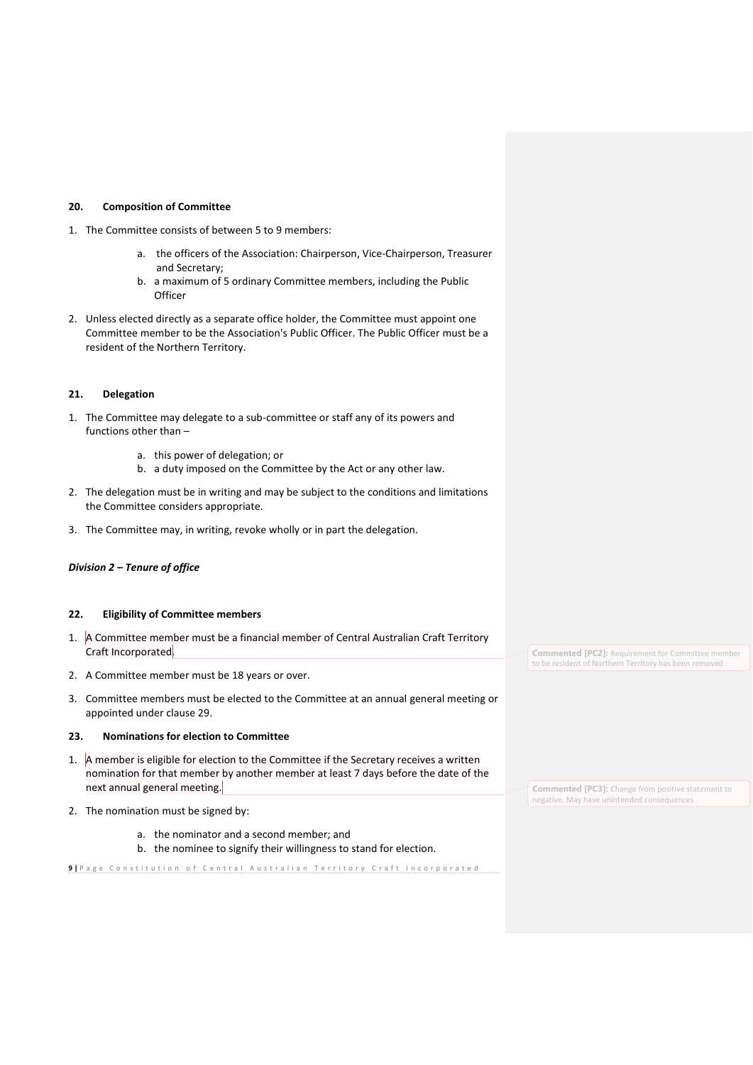### 20. Composition of Committee

1. The Committee consists of between 5 to 9 members:

    a. the officers of the Association: Chairperson, Vice-Chairperson, Treasurer and Secretary;
    b. a maximum of 5 ordinary Committee members, including the Public Officer

2. Unless elected directly as a separate office holder, the Committee must appoint one Committee member to be the Association's Public Officer. The Public Officer must be a resident of the Northern Territory.

### 21. Delegation

1. The Committee may delegate to a sub-committee or staff any of its powers and functions other than –

    a. this power of delegation; or
    b. a duty imposed on the Committee by the Act or any other law.

2. The delegation must be in writing and may be subject to the conditions and limitations the Committee considers appropriate.
3. The Committee may, in writing, revoke wholly or in part the delegation.

***Division 2 – Tenure of office***

### 22. Eligibility of Committee members

1. A Committee member must be a financial member of Central Australian Craft Territory Craft Incorporated.
2. A Committee member must be 18 years or over.
3. Committee members must be elected to the Committee at an annual general meeting or appointed under clause 29.

**Commented [PC2]:** Requirement for Committee member to be resident of Northern Territory has been removed

### 23. Nominations for election to Committee

1. A member is eligible for election to the Committee if the Secretary receives a written nomination for that member by another member at least 7 days before the date of the next annual general meeting.
2. The nomination must be signed by:

    a. the nominator and a second member; and
    b. the nominee to signify their willingness to stand for election.

**Commented [PC3]:** Change from positive statement to negative. May have unintended consequences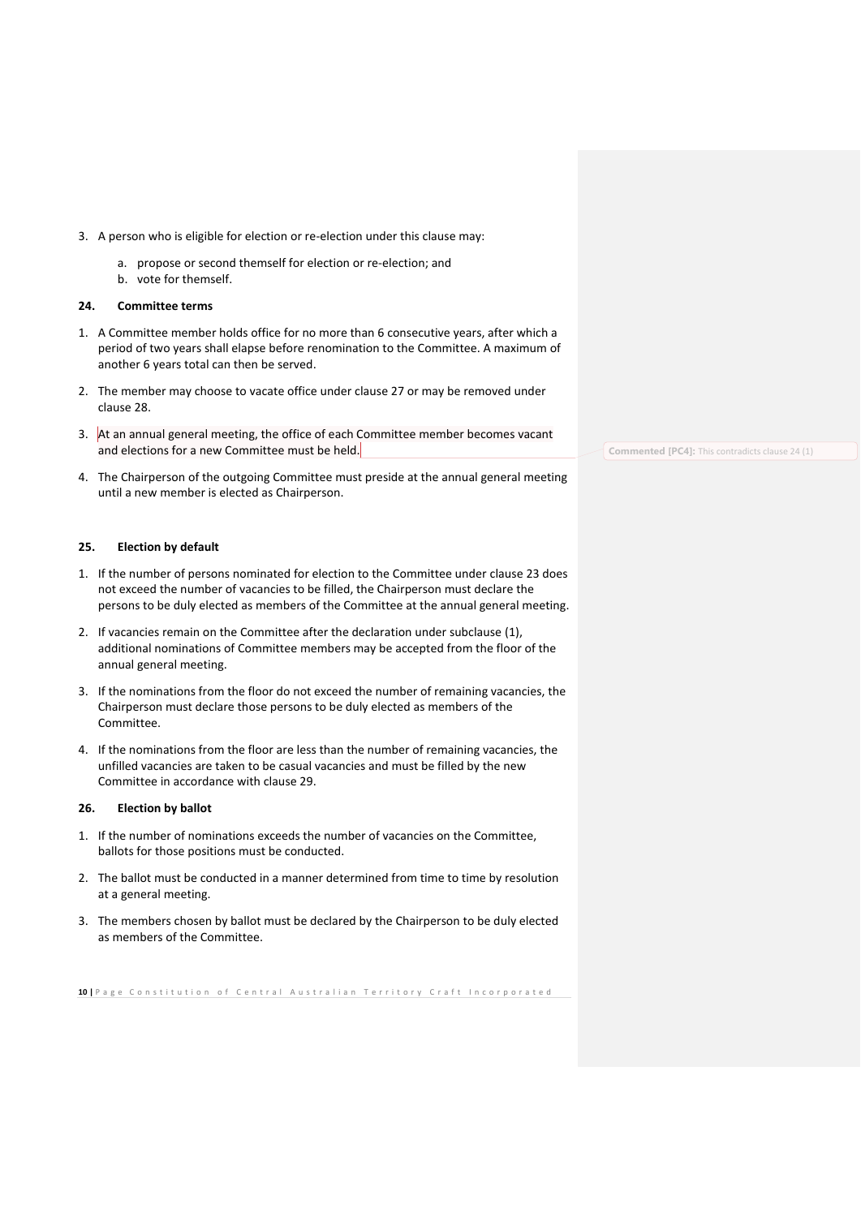3. A person who is eligible for election or re-election under this clause may:

    a. propose or second themself for election or re-election; and
    b. vote for themself.

### 24. Committee terms

1. A Committee member holds office for no more than 6 consecutive years, after which a period of two years shall elapse before renomination to the Committee. A maximum of another 6 years total can then be served.

2. The member may choose to vacate office under clause 27 or may be removed under clause 28.

3. At an annual general meeting, the office of each Committee member becomes vacant and elections for a new Committee must be held.

4. The Chairperson of the outgoing Committee must preside at the annual general meeting until a new member is elected as Chairperson.

Commented [PC4]: This contradicts clause 24 (1)

### 25. Election by default

1. If the number of persons nominated for election to the Committee under clause 23 does not exceed the number of vacancies to be filled, the Chairperson must declare the persons to be duly elected as members of the Committee at the annual general meeting.

2. If vacancies remain on the Committee after the declaration under subclause (1), additional nominations of Committee members may be accepted from the floor of the annual general meeting.

3. If the nominations from the floor do not exceed the number of remaining vacancies, the Chairperson must declare those persons to be duly elected as members of the Committee.

4. If the nominations from the floor are less than the number of remaining vacancies, the unfilled vacancies are taken to be casual vacancies and must be filled by the new Committee in accordance with clause 29.

### 26. Election by ballot

1. If the number of nominations exceeds the number of vacancies on the Committee, ballots for those positions must be conducted.

2. The ballot must be conducted in a manner determined from time to time by resolution at a general meeting.

3. The members chosen by ballot must be declared by the Chairperson to be duly elected as members of the Committee.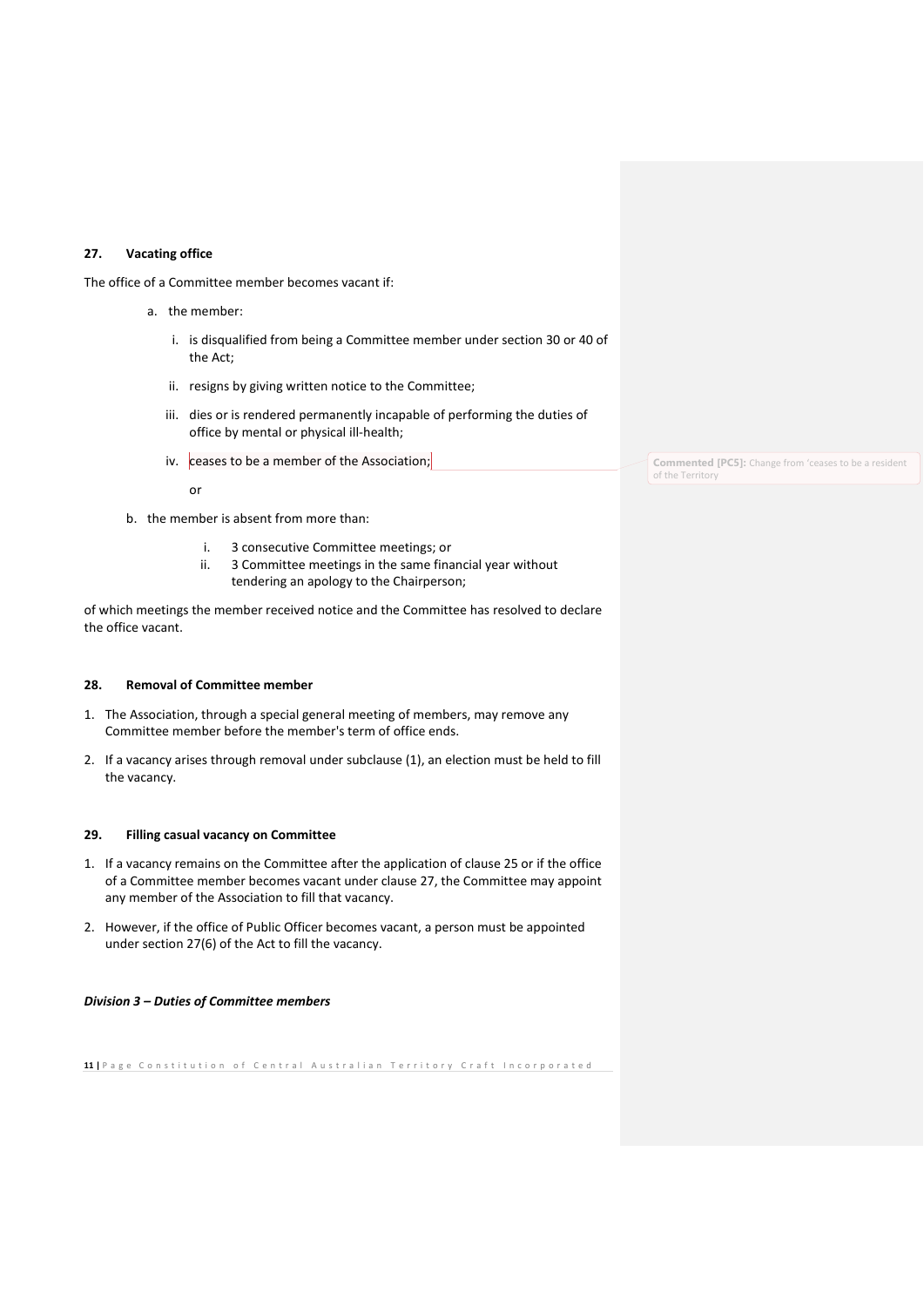### 27. Vacating office

The office of a Committee member becomes vacant if:

a. the member:

   i. is disqualified from being a Committee member under section 30 or 40 of the Act;

   ii. resigns by giving written notice to the Committee;

   iii. dies or is rendered permanently incapable of performing the duties of office by mental or physical ill-health;

   iv. ceases to be a member of the Association;

   or

b. the member is absent from more than:

   i. 3 consecutive Committee meetings; or
   ii. 3 Committee meetings in the same financial year without tendering an apology to the Chairperson;

of which meetings the member received notice and the Committee has resolved to declare the office vacant.

Commented [PC5]: Change from 'ceases to be a resident of the Territory

### 28. Removal of Committee member

1. The Association, through a special general meeting of members, may remove any Committee member before the member's term of office ends.

2. If a vacancy arises through removal under subclause (1), an election must be held to fill the vacancy.

### 29. Filling casual vacancy on Committee

1. If a vacancy remains on the Committee after the application of clause 25 or if the office of a Committee member becomes vacant under clause 27, the Committee may appoint any member of the Association to fill that vacancy.

2. However, if the office of Public Officer becomes vacant, a person must be appointed under section 27(6) of the Act to fill the vacancy.

***Division 3 – Duties of Committee members***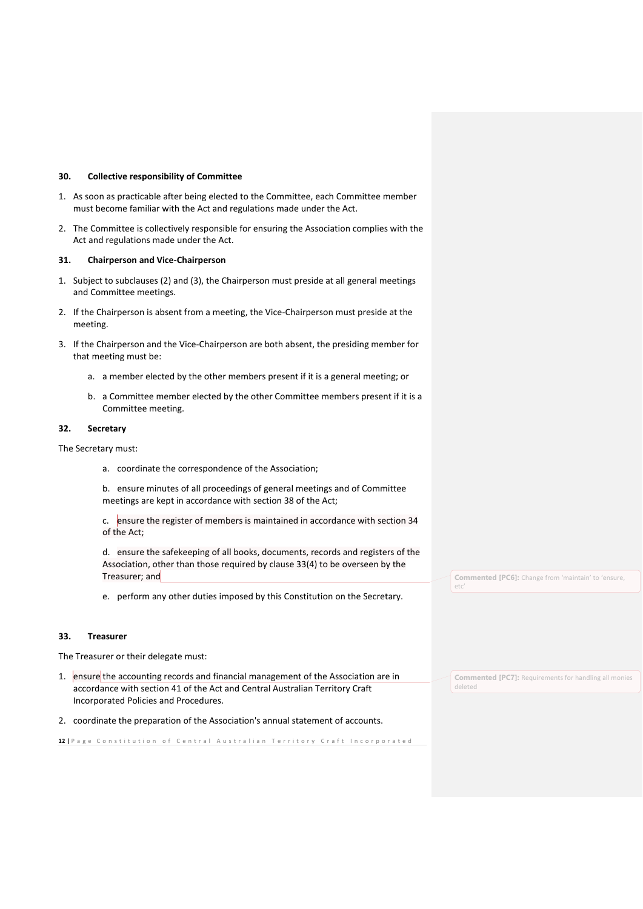### 30. Collective responsibility of Committee

1. As soon as practicable after being elected to the Committee, each Committee member must become familiar with the Act and regulations made under the Act.
2. The Committee is collectively responsible for ensuring the Association complies with the Act and regulations made under the Act.

### 31. Chairperson and Vice-Chairperson

1. Subject to subclauses (2) and (3), the Chairperson must preside at all general meetings and Committee meetings.
2. If the Chairperson is absent from a meeting, the Vice-Chairperson must preside at the meeting.
3. If the Chairperson and the Vice-Chairperson are both absent, the presiding member for that meeting must be:
   a. a member elected by the other members present if it is a general meeting; or
   b. a Committee member elected by the other Committee members present if it is a Committee meeting.

### 32. Secretary

The Secretary must:

a. coordinate the correspondence of the Association;

b. ensure minutes of all proceedings of general meetings and of Committee meetings are kept in accordance with section 38 of the Act;

c. ensure the register of members is maintained in accordance with section 34 of the Act;

d. ensure the safekeeping of all books, documents, records and registers of the Association, other than those required by clause 33(4) to be overseen by the Treasurer; and

e. perform any other duties imposed by this Constitution on the Secretary.

**Commented [PC6]:** Change from 'maintain' to 'ensure, etc'

### 33. Treasurer

The Treasurer or their delegate must:

1. ensure the accounting records and financial management of the Association are in accordance with section 41 of the Act and Central Australian Territory Craft Incorporated Policies and Procedures.
2. coordinate the preparation of the Association's annual statement of accounts.

**Commented [PC7]:** Requirements for handling all monies deleted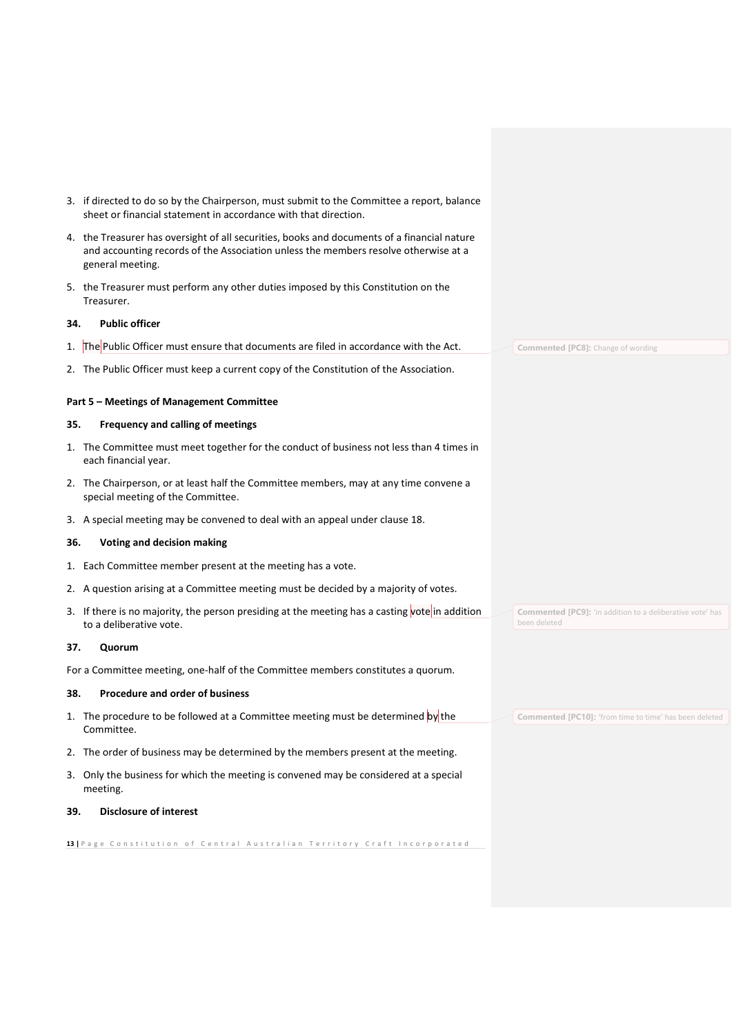3. if directed to do so by the Chairperson, must submit to the Committee a report, balance sheet or financial statement in accordance with that direction.
4. the Treasurer has oversight of all securities, books and documents of a financial nature and accounting records of the Association unless the members resolve otherwise at a general meeting.
5. the Treasurer must perform any other duties imposed by this Constitution on the Treasurer.

### 34. Public officer

1. The Public Officer must ensure that documents are filed in accordance with the Act.
2. The Public Officer must keep a current copy of the Constitution of the Association.

**Commented [PC8]:** Change of wording

## Part 5 – Meetings of Management Committee

### 35. Frequency and calling of meetings

1. The Committee must meet together for the conduct of business not less than 4 times in each financial year.
2. The Chairperson, or at least half the Committee members, may at any time convene a special meeting of the Committee.
3. A special meeting may be convened to deal with an appeal under clause 18.

### 36. Voting and decision making

1. Each Committee member present at the meeting has a vote.
2. A question arising at a Committee meeting must be decided by a majority of votes.
3. If there is no majority, the person presiding at the meeting has a casting vote in addition to a deliberative vote.

**Commented [PC9]:** 'in addition to a deliberative vote' has been deleted

### 37. Quorum

For a Committee meeting, one-half of the Committee members constitutes a quorum.

### 38. Procedure and order of business

1. The procedure to be followed at a Committee meeting must be determined by the Committee.
2. The order of business may be determined by the members present at the meeting.
3. Only the business for which the meeting is convened may be considered at a special meeting.

**Commented [PC10]:** 'from time to time' has been deleted

### 39. Disclosure of interest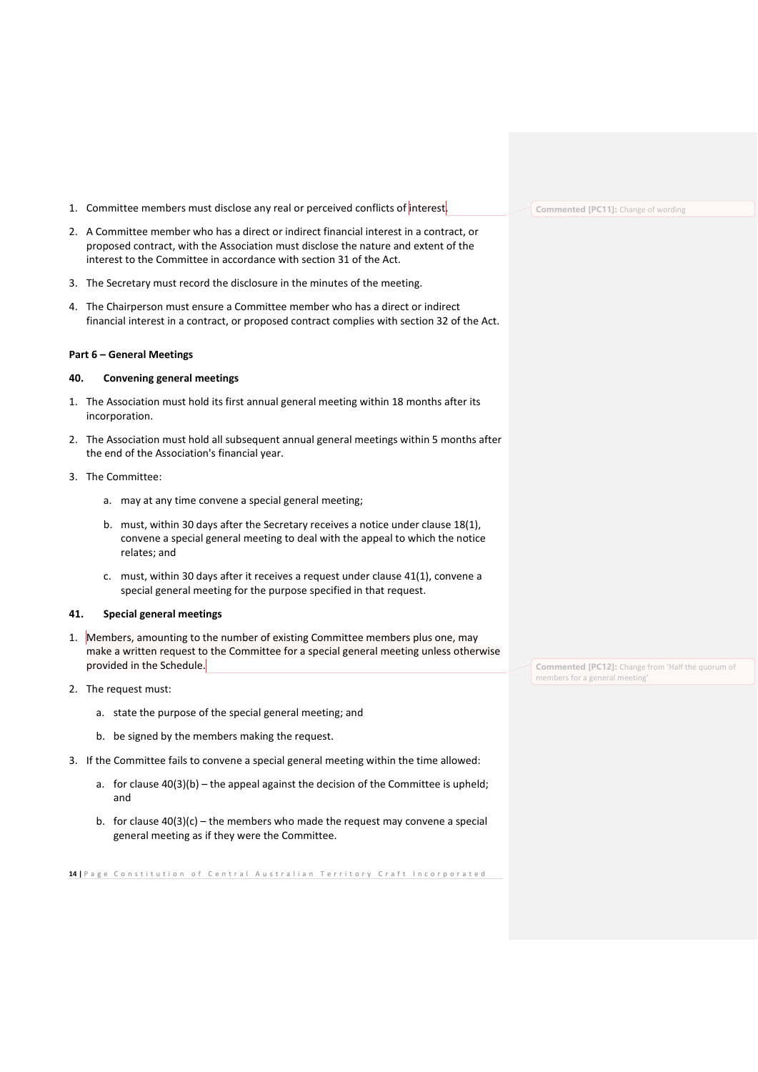1. Committee members must disclose any real or perceived conflicts of interest.

2. A Committee member who has a direct or indirect financial interest in a contract, or proposed contract, with the Association must disclose the nature and extent of the interest to the Committee in accordance with section 31 of the Act.

3. The Secretary must record the disclosure in the minutes of the meeting.

4. The Chairperson must ensure a Committee member who has a direct or indirect financial interest in a contract, or proposed contract complies with section 32 of the Act.

**Commented [PC11]:** Change of wording

#### Part 6 – General Meetings

#### 40. Convening general meetings

1. The Association must hold its first annual general meeting within 18 months after its incorporation.

2. The Association must hold all subsequent annual general meetings within 5 months after the end of the Association's financial year.

3. The Committee:

    a. may at any time convene a special general meeting;

    b. must, within 30 days after the Secretary receives a notice under clause 18(1), convene a special general meeting to deal with the appeal to which the notice relates; and

    c. must, within 30 days after it receives a request under clause 41(1), convene a special general meeting for the purpose specified in that request.

#### 41. Special general meetings

1. Members, amounting to the number of existing Committee members plus one, may make a written request to the Committee for a special general meeting unless otherwise provided in the Schedule.

**Commented [PC12]:** Change from 'Half the quorum of members for a general meeting'

2. The request must:

    a. state the purpose of the special general meeting; and

    b. be signed by the members making the request.

3. If the Committee fails to convene a special general meeting within the time allowed:

    a. for clause 40(3)(b) – the appeal against the decision of the Committee is upheld; and

    b. for clause 40(3)(c) – the members who made the request may convene a special general meeting as if they were the Committee.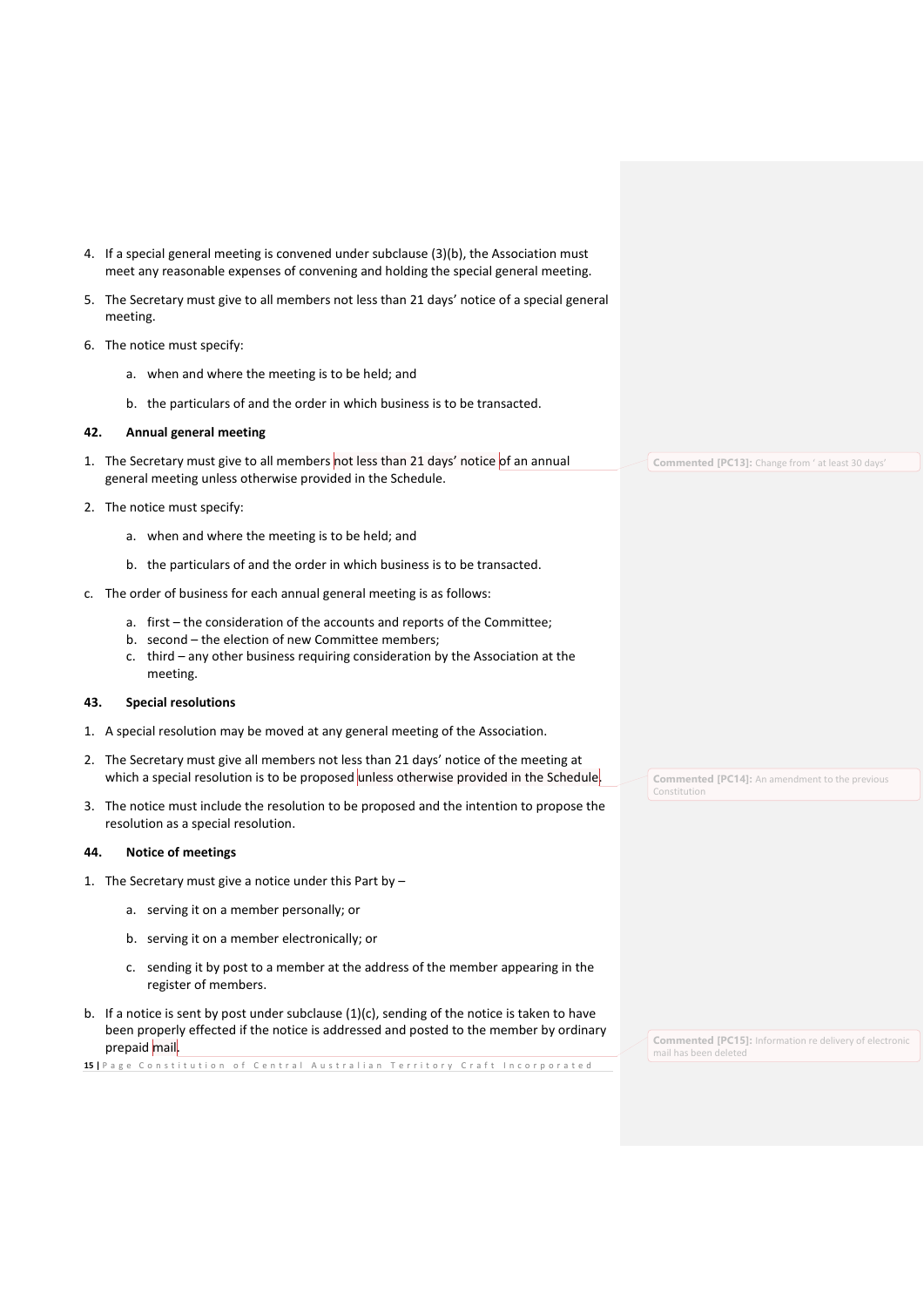4. If a special general meeting is convened under subclause (3)(b), the Association must meet any reasonable expenses of convening and holding the special general meeting.

5. The Secretary must give to all members not less than 21 days' notice of a special general meeting.

6. The notice must specify:

    a. when and where the meeting is to be held; and

    b. the particulars of and the order in which business is to be transacted.

#### 42. Annual general meeting

1. The Secretary must give to all members not less than 21 days' notice of an annual general meeting unless otherwise provided in the Schedule.

2. The notice must specify:

    a. when and where the meeting is to be held; and

    b. the particulars of and the order in which business is to be transacted.

c. The order of business for each annual general meeting is as follows:

    a. first – the consideration of the accounts and reports of the Committee;
    b. second – the election of new Committee members;
    c. third – any other business requiring consideration by the Association at the meeting.

#### 43. Special resolutions

1. A special resolution may be moved at any general meeting of the Association.

2. The Secretary must give all members not less than 21 days' notice of the meeting at which a special resolution is to be proposed unless otherwise provided in the Schedule.

3. The notice must include the resolution to be proposed and the intention to propose the resolution as a special resolution.

#### 44. Notice of meetings

1. The Secretary must give a notice under this Part by –

    a. serving it on a member personally; or

    b. serving it on a member electronically; or

    c. sending it by post to a member at the address of the member appearing in the register of members.

b. If a notice is sent by post under subclause (1)(c), sending of the notice is taken to have been properly effected if the notice is addressed and posted to the member by ordinary prepaid mail.

**Commented [PC13]:** Change from ' at least 30 days'

**Commented [PC14]:** An amendment to the previous Constitution

**Commented [PC15]:** Information re delivery of electronic mail has been deleted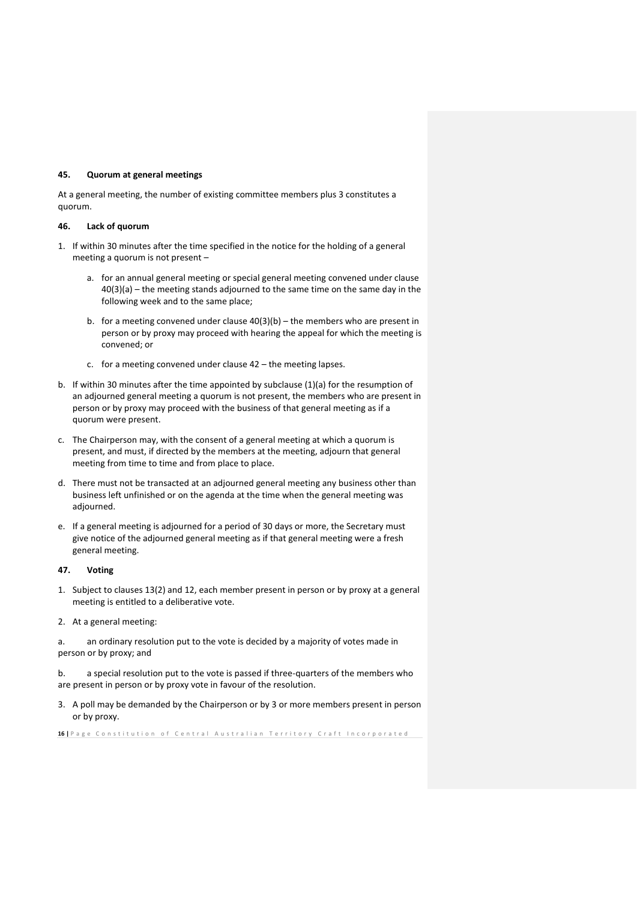#### 45. Quorum at general meetings

At a general meeting, the number of existing committee members plus 3 constitutes a quorum.

#### 46. Lack of quorum

1. If within 30 minutes after the time specified in the notice for the holding of a general meeting a quorum is not present –

   a. for an annual general meeting or special general meeting convened under clause 40(3)(a) – the meeting stands adjourned to the same time on the same day in the following week and to the same place;

   b. for a meeting convened under clause 40(3)(b) – the members who are present in person or by proxy may proceed with hearing the appeal for which the meeting is convened; or

   c. for a meeting convened under clause 42 – the meeting lapses.

b. If within 30 minutes after the time appointed by subclause (1)(a) for the resumption of an adjourned general meeting a quorum is not present, the members who are present in person or by proxy may proceed with the business of that general meeting as if a quorum were present.

c. The Chairperson may, with the consent of a general meeting at which a quorum is present, and must, if directed by the members at the meeting, adjourn that general meeting from time to time and from place to place.

d. There must not be transacted at an adjourned general meeting any business other than business left unfinished or on the agenda at the time when the general meeting was adjourned.

e. If a general meeting is adjourned for a period of 30 days or more, the Secretary must give notice of the adjourned general meeting as if that general meeting were a fresh general meeting.

#### 47. Voting

1. Subject to clauses 13(2) and 12, each member present in person or by proxy at a general meeting is entitled to a deliberative vote.

2. At a general meeting:

a. an ordinary resolution put to the vote is decided by a majority of votes made in person or by proxy; and

b. a special resolution put to the vote is passed if three-quarters of the members who are present in person or by proxy vote in favour of the resolution.

3. A poll may be demanded by the Chairperson or by 3 or more members present in person or by proxy.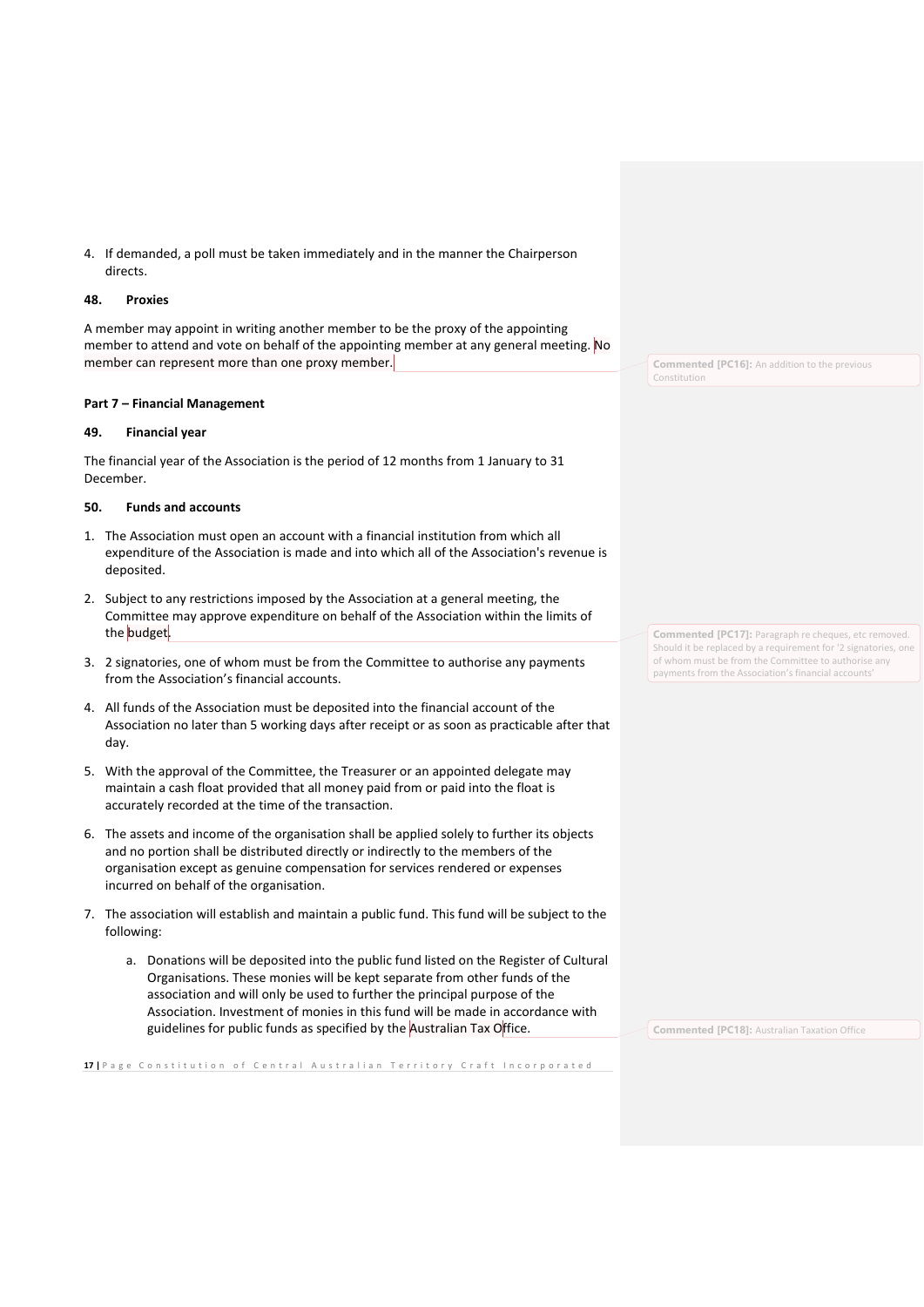4. If demanded, a poll must be taken immediately and in the manner the Chairperson directs.

### 48. Proxies

A member may appoint in writing another member to be the proxy of the appointing member to attend and vote on behalf of the appointing member at any general meeting. No member can represent more than one proxy member.

**Commented [PC16]:** An addition to the previous Constitution

## Part 7 – Financial Management

### 49. Financial year

The financial year of the Association is the period of 12 months from 1 January to 31 December.

### 50. Funds and accounts

1. The Association must open an account with a financial institution from which all expenditure of the Association is made and into which all of the Association's revenue is deposited.
2. Subject to any restrictions imposed by the Association at a general meeting, the Committee may approve expenditure on behalf of the Association within the limits of the budget.
3. 2 signatories, one of whom must be from the Committee to authorise any payments from the Association's financial accounts.
4. All funds of the Association must be deposited into the financial account of the Association no later than 5 working days after receipt or as soon as practicable after that day.
5. With the approval of the Committee, the Treasurer or an appointed delegate may maintain a cash float provided that all money paid from or paid into the float is accurately recorded at the time of the transaction.
6. The assets and income of the organisation shall be applied solely to further its objects and no portion shall be distributed directly or indirectly to the members of the organisation except as genuine compensation for services rendered or expenses incurred on behalf of the organisation.
7. The association will establish and maintain a public fund. This fund will be subject to the following:
    a. Donations will be deposited into the public fund listed on the Register of Cultural Organisations. These monies will be kept separate from other funds of the association and will only be used to further the principal purpose of the Association. Investment of monies in this fund will be made in accordance with guidelines for public funds as specified by the Australian Tax Office.

**Commented [PC17]:** Paragraph re cheques, etc removed. Should it be replaced by a requirement for '2 signatories, one of whom must be from the Committee to authorise any payments from the Association's financial accounts'

**Commented [PC18]:** Australian Taxation Office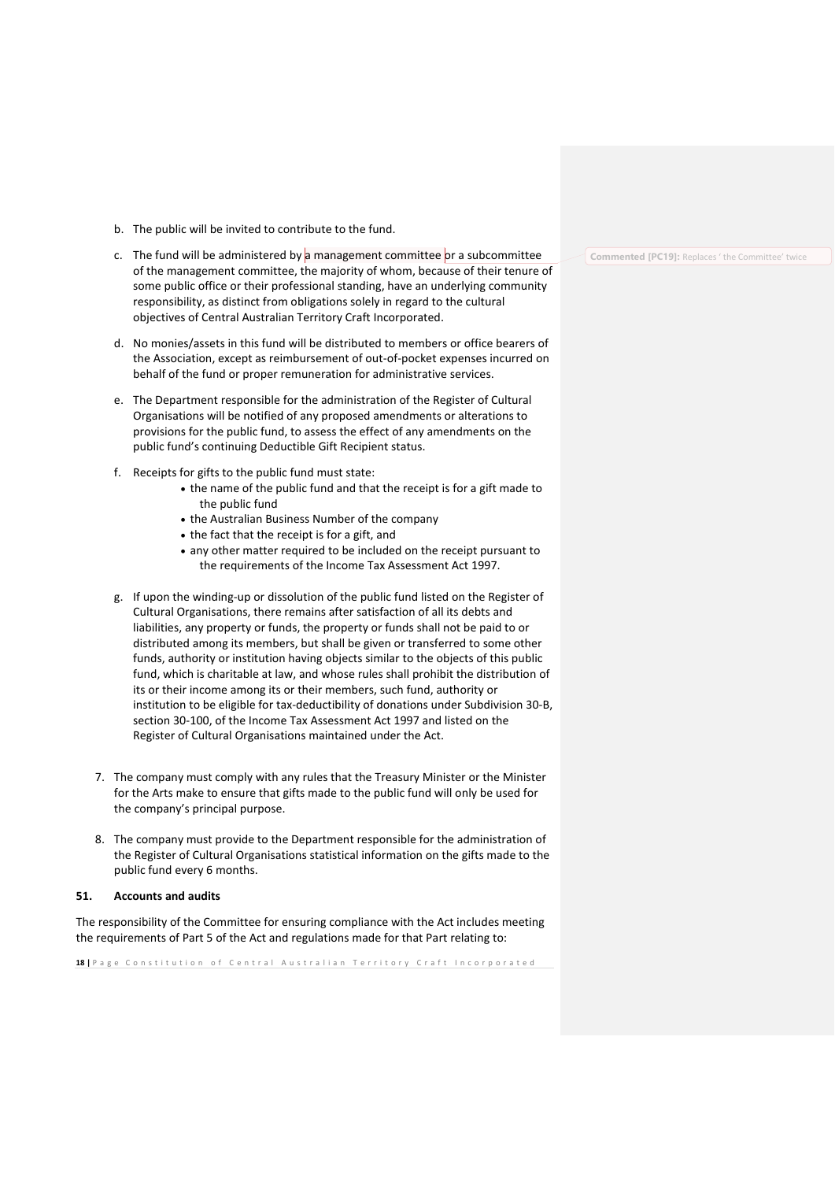b. The public will be invited to contribute to the fund.

c. The fund will be administered by a management committee or a subcommittee of the management committee, the majority of whom, because of their tenure of some public office or their professional standing, have an underlying community responsibility, as distinct from obligations solely in regard to the cultural objectives of Central Australian Territory Craft Incorporated.

d. No monies/assets in this fund will be distributed to members or office bearers of the Association, except as reimbursement of out-of-pocket expenses incurred on behalf of the fund or proper remuneration for administrative services.

e. The Department responsible for the administration of the Register of Cultural Organisations will be notified of any proposed amendments or alterations to provisions for the public fund, to assess the effect of any amendments on the public fund's continuing Deductible Gift Recipient status.

f. Receipts for gifts to the public fund must state:
   - the name of the public fund and that the receipt is for a gift made to the public fund
   - the Australian Business Number of the company
   - the fact that the receipt is for a gift, and
   - any other matter required to be included on the receipt pursuant to the requirements of the Income Tax Assessment Act 1997.

g. If upon the winding-up or dissolution of the public fund listed on the Register of Cultural Organisations, there remains after satisfaction of all its debts and liabilities, any property or funds, the property or funds shall not be paid to or distributed among its members, but shall be given or transferred to some other funds, authority or institution having objects similar to the objects of this public fund, which is charitable at law, and whose rules shall prohibit the distribution of its or their income among its or their members, such fund, authority or institution to be eligible for tax-deductibility of donations under Subdivision 30-B, section 30-100, of the Income Tax Assessment Act 1997 and listed on the Register of Cultural Organisations maintained under the Act.

7. The company must comply with any rules that the Treasury Minister or the Minister for the Arts make to ensure that gifts made to the public fund will only be used for the company's principal purpose.

8. The company must provide to the Department responsible for the administration of the Register of Cultural Organisations statistical information on the gifts made to the public fund every 6 months.

**51. Accounts and audits**

The responsibility of the Committee for ensuring compliance with the Act includes meeting the requirements of Part 5 of the Act and regulations made for that Part relating to:

Commented [PC19]: Replaces ' the Committee' twice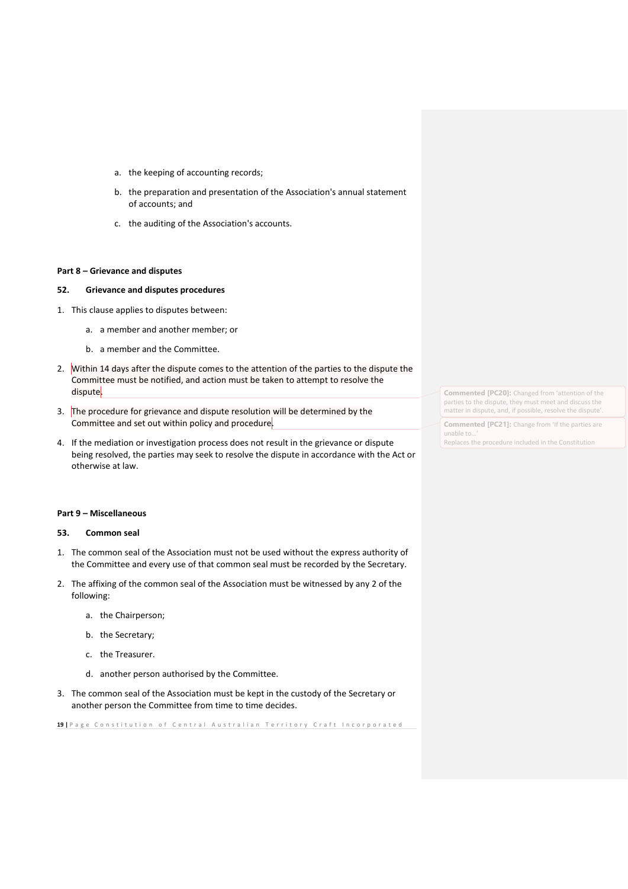a. the keeping of accounting records;

b. the preparation and presentation of the Association's annual statement of accounts; and

c. the auditing of the Association's accounts.

**Part 8 – Grievance and disputes**

### 52. Grievance and disputes procedures

1. This clause applies to disputes between:

    a. a member and another member; or

    b. a member and the Committee.

2. Within 14 days after the dispute comes to the attention of the parties to the dispute the Committee must be notified, and action must be taken to attempt to resolve the dispute.

3. The procedure for grievance and dispute resolution will be determined by the Committee and set out within policy and procedure.

4. If the mediation or investigation process does not result in the grievance or dispute being resolved, the parties may seek to resolve the dispute in accordance with the Act or otherwise at law.

**Commented [PC20]:** Changed from 'attention of the parties to the dispute, they must meet and discuss the matter in dispute, and, if possible, resolve the dispute'.

**Commented [PC21]:** Change from 'If the parties are unable to…'
Replaces the procedure included in the Constitution

**Part 9 – Miscellaneous**

### 53. Common seal

1. The common seal of the Association must not be used without the express authority of the Committee and every use of that common seal must be recorded by the Secretary.

2. The affixing of the common seal of the Association must be witnessed by any 2 of the following:

    a. the Chairperson;

    b. the Secretary;

    c. the Treasurer.

    d. another person authorised by the Committee.

3. The common seal of the Association must be kept in the custody of the Secretary or another person the Committee from time to time decides.